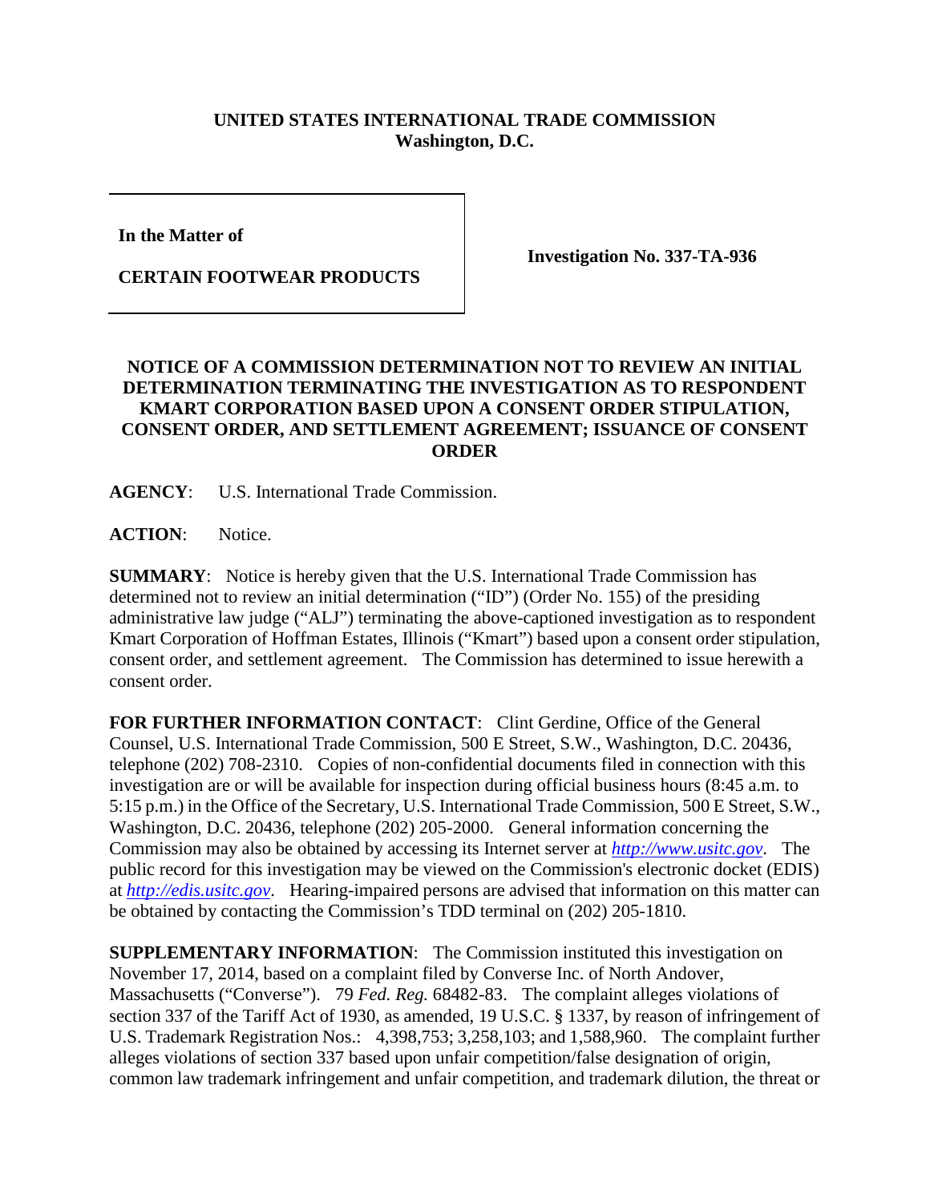**UNITED STATES INTERNATIONAL TRADE COMMISSION**
**Washington, D.C.**

| | |
|---|---|
| **In the Matter of**<br><br>**CERTAIN FOOTWEAR PRODUCTS** | **Investigation No. 337-TA-936** |

**NOTICE OF A COMMISSION DETERMINATION NOT TO REVIEW AN INITIAL DETERMINATION TERMINATING THE INVESTIGATION AS TO RESPONDENT KMART CORPORATION BASED UPON A CONSENT ORDER STIPULATION, CONSENT ORDER, AND SETTLEMENT AGREEMENT; ISSUANCE OF CONSENT ORDER**

**AGENCY**: U.S. International Trade Commission.

**ACTION**: Notice.

**SUMMARY**: Notice is hereby given that the U.S. International Trade Commission has determined not to review an initial determination ("ID") (Order No. 155) of the presiding administrative law judge ("ALJ") terminating the above-captioned investigation as to respondent Kmart Corporation of Hoffman Estates, Illinois ("Kmart") based upon a consent order stipulation, consent order, and settlement agreement. The Commission has determined to issue herewith a consent order.

**FOR FURTHER INFORMATION CONTACT**: Clint Gerdine, Office of the General Counsel, U.S. International Trade Commission, 500 E Street, S.W., Washington, D.C. 20436, telephone (202) 708-2310. Copies of non-confidential documents filed in connection with this investigation are or will be available for inspection during official business hours (8:45 a.m. to 5:15 p.m.) in the Office of the Secretary, U.S. International Trade Commission, 500 E Street, S.W., Washington, D.C. 20436, telephone (202) 205-2000. General information concerning the Commission may also be obtained by accessing its Internet server at *http://www.usitc.gov*. The public record for this investigation may be viewed on the Commission's electronic docket (EDIS) at *http://edis.usitc.gov*. Hearing-impaired persons are advised that information on this matter can be obtained by contacting the Commission's TDD terminal on (202) 205-1810.

**SUPPLEMENTARY INFORMATION**: The Commission instituted this investigation on November 17, 2014, based on a complaint filed by Converse Inc. of North Andover, Massachusetts ("Converse"). 79 *Fed. Reg.* 68482-83. The complaint alleges violations of section 337 of the Tariff Act of 1930, as amended, 19 U.S.C. § 1337, by reason of infringement of U.S. Trademark Registration Nos.: 4,398,753; 3,258,103; and 1,588,960. The complaint further alleges violations of section 337 based upon unfair competition/false designation of origin, common law trademark infringement and unfair competition, and trademark dilution, the threat or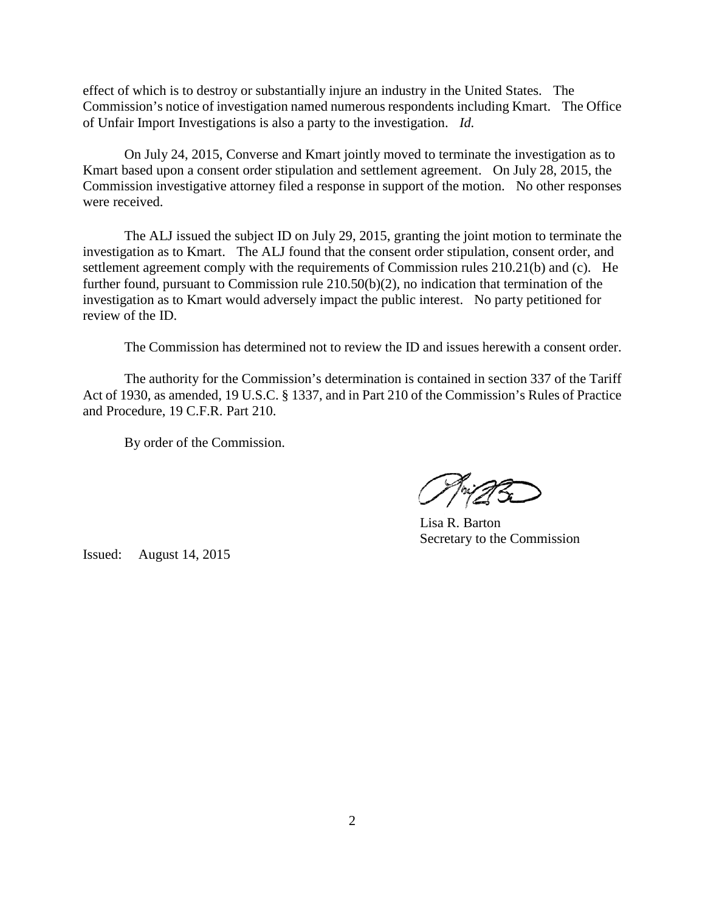effect of which is to destroy or substantially injure an industry in the United States. The Commission's notice of investigation named numerous respondents including Kmart. The Office of Unfair Import Investigations is also a party to the investigation. *Id.*

On July 24, 2015, Converse and Kmart jointly moved to terminate the investigation as to Kmart based upon a consent order stipulation and settlement agreement. On July 28, 2015, the Commission investigative attorney filed a response in support of the motion. No other responses were received.

The ALJ issued the subject ID on July 29, 2015, granting the joint motion to terminate the investigation as to Kmart. The ALJ found that the consent order stipulation, consent order, and settlement agreement comply with the requirements of Commission rules 210.21(b) and (c). He further found, pursuant to Commission rule 210.50(b)(2), no indication that termination of the investigation as to Kmart would adversely impact the public interest. No party petitioned for review of the ID.

The Commission has determined not to review the ID and issues herewith a consent order.

The authority for the Commission's determination is contained in section 337 of the Tariff Act of 1930, as amended, 19 U.S.C. § 1337, and in Part 210 of the Commission's Rules of Practice and Procedure, 19 C.F.R. Part 210.

By order of the Commission.

Lisa R. Barton
Secretary to the Commission

Issued: August 14, 2015